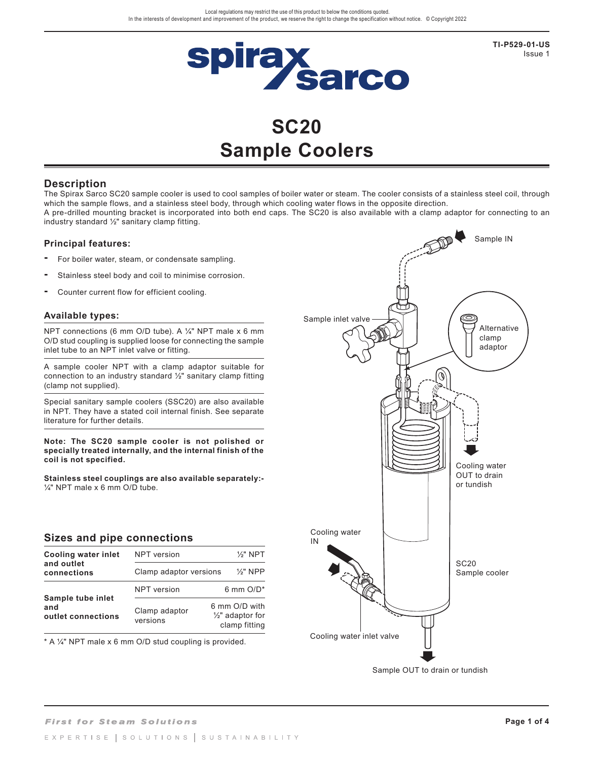Local regulations may restrict the use of this product to below the conditions quoted.
In the interests of development and improvement of the product, we reserve the right to change the specification without notice. © Copyright 2022

TI-P529-01-US
Issue 1

# SC20
# Sample Coolers

## Description

The Spirax Sarco SC20 sample cooler is used to cool samples of boiler water or steam. The cooler consists of a stainless steel coil, through which the sample flows, and a stainless steel body, through which cooling water flows in the opposite direction.
A pre-drilled mounting bracket is incorporated into both end caps. The SC20 is also available with a clamp adaptor for connecting to an industry standard ½" sanitary clamp fitting.

### Principal features:

- For boiler water, steam, or condensate sampling.
- Stainless steel body and coil to minimise corrosion.
- Counter current flow for efficient cooling.

### Available types:

NPT connections (6 mm O/D tube). A ¼" NPT male x 6 mm O/D stud coupling is supplied loose for connecting the sample inlet tube to an NPT inlet valve or fitting.

A sample cooler NPT with a clamp adaptor suitable for connection to an industry standard ½" sanitary clamp fitting (clamp not supplied).

Special sanitary sample coolers (SSC20) are also available in NPT. They have a stated coil internal finish. See separate literature for further details.

**Note: The SC20 sample cooler is not polished or specially treated internally, and the internal finish of the coil is not specified.**

**Stainless steel couplings are also available separately:-**
¼" NPT male x 6 mm O/D tube.

Sample IN

Sample inlet valve

Alternative clamp adaptor

Cooling water OUT to drain or tundish

Cooling water IN

SC20 Sample cooler

Cooling water inlet valve

Sample OUT to drain or tundish

## Sizes and pipe connections

| | | |
|---|---|---|
| **Cooling water inlet and outlet connections** | NPT version | ½" NPT |
| | Clamp adaptor versions | ½" NPP |
| **Sample tube inlet and outlet connections** | NPT version | 6 mm O/D* |
| | Clamp adaptor versions | 6 mm O/D with ½" adaptor for clamp fitting |

\* A ¼" NPT male x 6 mm O/D stud coupling is provided.

*First for Steam Solutions*

EXPERTISE | SOLUTIONS | SUSTAINABILITY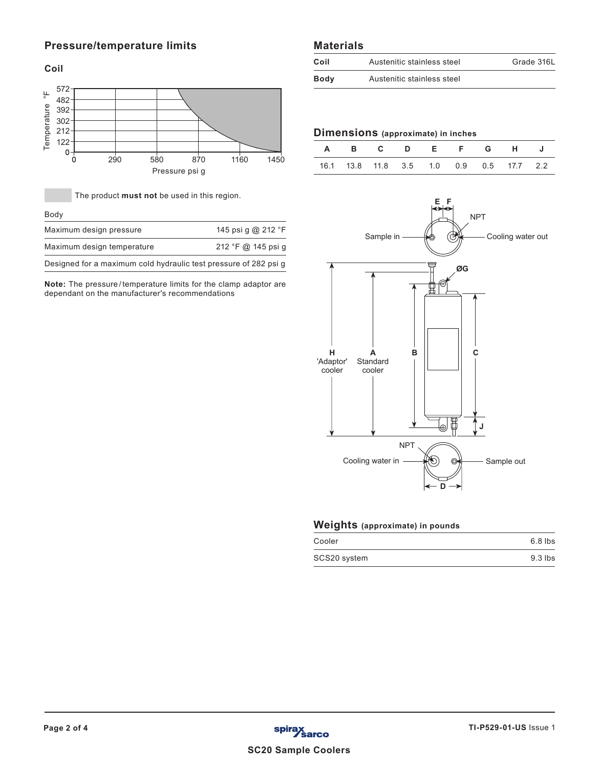## Pressure/temperature limits

### Coil

The product **must not** be used in this region.

| Body | |
|---|---|
| Maximum design pressure | 145 psi g @ 212 °F |
| Maximum design temperature | 212 °F @ 145 psi g |
| Designed for a maximum cold hydraulic test pressure of 282 psi g | |

**Note:** The pressure/temperature limits for the clamp adaptor are dependant on the manufacturer's recommendations

## Materials

| | | |
|---|---|---|
| **Coil** | Austenitic stainless steel | Grade 316L |
| **Body** | Austenitic stainless steel | |

## Dimensions (approximate) in inches

| A | B | C | D | E | F | G | H | J |
|---|---|---|---|---|---|---|---|---|
| 16.1 | 13.8 | 11.8 | 3.5 | 1.0 | 0.9 | 0.5 | 17.7 | 2.2 |

## Weights (approximate) in pounds

| | |
|---|---|
| Cooler | 6.8 lbs |
| SCS20 system | 9.3 lbs |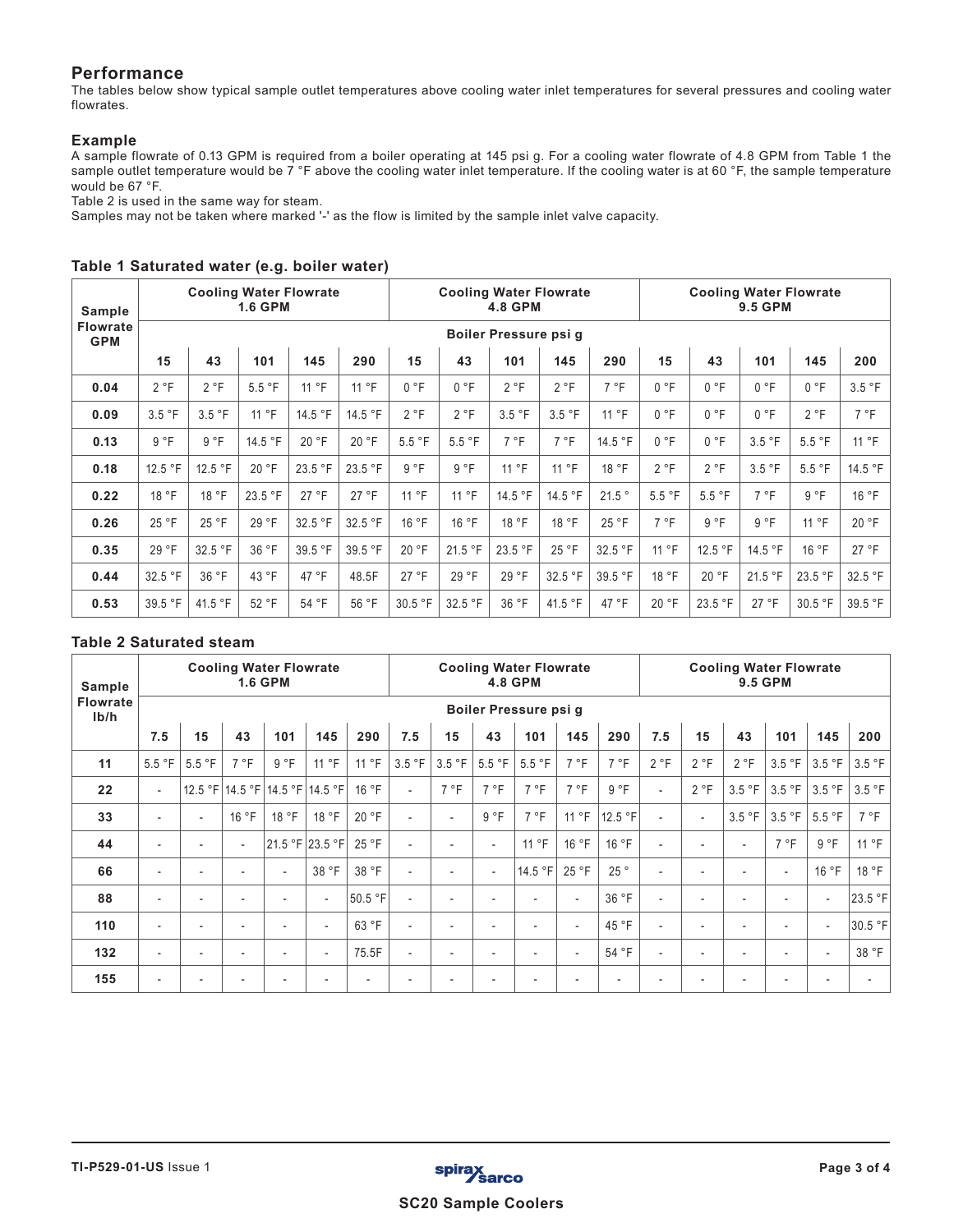## Performance

The tables below show typical sample outlet temperatures above cooling water inlet temperatures for several pressures and cooling water flowrates.

### Example

A sample flowrate of 0.13 GPM is required from a boiler operating at 145 psi g. For a cooling water flowrate of 4.8 GPM from Table 1 the sample outlet temperature would be 7 °F above the cooling water inlet temperature. If the cooling water is at 60 °F, the sample temperature would be 67 °F.

Table 2 is used in the same way for steam.

Samples may not be taken where marked '-' as the flow is limited by the sample inlet valve capacity.

### Table 1 Saturated water (e.g. boiler water)

| Sample Flowrate GPM | Cooling Water Flowrate 1.6 GPM | | | | | Cooling Water Flowrate 4.8 GPM | | | | | Cooling Water Flowrate 9.5 GPM | | | | |
|---|---|---|---|---|---|---|---|---|---|---|---|---|---|---|---|
| | Boiler Pressure psi g | | | | | | | | | | | | | | |
| | 15 | 43 | 101 | 145 | 290 | 15 | 43 | 101 | 145 | 290 | 15 | 43 | 101 | 145 | 200 |
| 0.04 | 2 °F | 2 °F | 5.5 °F | 11 °F | 11 °F | 0 °F | 0 °F | 2 °F | 2 °F | 7 °F | 0 °F | 0 °F | 0 °F | 0 °F | 3.5 °F |
| 0.09 | 3.5 °F | 3.5 °F | 11 °F | 14.5 °F | 14.5 °F | 2 °F | 2 °F | 3.5 °F | 3.5 °F | 11 °F | 0 °F | 0 °F | 0 °F | 2 °F | 7 °F |
| 0.13 | 9 °F | 9 °F | 14.5 °F | 20 °F | 20 °F | 5.5 °F | 5.5 °F | 7 °F | 7 °F | 14.5 °F | 0 °F | 0 °F | 3.5 °F | 5.5 °F | 11 °F |
| 0.18 | 12.5 °F | 12.5 °F | 20 °F | 23.5 °F | 23.5 °F | 9 °F | 9 °F | 11 °F | 11 °F | 18 °F | 2 °F | 2 °F | 3.5 °F | 5.5 °F | 14.5 °F |
| 0.22 | 18 °F | 18 °F | 23.5 °F | 27 °F | 27 °F | 11 °F | 11 °F | 14.5 °F | 14.5 °F | 21.5 ° | 5.5 °F | 5.5 °F | 7 °F | 9 °F | 16 °F |
| 0.26 | 25 °F | 25 °F | 29 °F | 32.5 °F | 32.5 °F | 16 °F | 16 °F | 18 °F | 18 °F | 25 °F | 7 °F | 9 °F | 9 °F | 11 °F | 20 °F |
| 0.35 | 29 °F | 32.5 °F | 36 °F | 39.5 °F | 39.5 °F | 20 °F | 21.5 °F | 23.5 °F | 25 °F | 32.5 °F | 11 °F | 12.5 °F | 14.5 °F | 16 °F | 27 °F |
| 0.44 | 32.5 °F | 36 °F | 43 °F | 47 °F | 48.5F | 27 °F | 29 °F | 29 °F | 32.5 °F | 39.5 °F | 18 °F | 20 °F | 21.5 °F | 23.5 °F | 32.5 °F |
| 0.53 | 39.5 °F | 41.5 °F | 52 °F | 54 °F | 56 °F | 30.5 °F | 32.5 °F | 36 °F | 41.5 °F | 47 °F | 20 °F | 23.5 °F | 27 °F | 30.5 °F | 39.5 °F |

### Table 2 Saturated steam

| Sample Flowrate lb/h | Cooling Water Flowrate 1.6 GPM | | | | | | Cooling Water Flowrate 4.8 GPM | | | | | | Cooling Water Flowrate 9.5 GPM | | | | | |
|---|---|---|---|---|---|---|---|---|---|---|---|---|---|---|---|---|---|---|
| | Boiler Pressure psi g | | | | | | | | | | | | | | | | | |
| | 7.5 | 15 | 43 | 101 | 145 | 290 | 7.5 | 15 | 43 | 101 | 145 | 290 | 7.5 | 15 | 43 | 101 | 145 | 200 |
| 11 | 5.5 °F | 5.5 °F | 7 °F | 9 °F | 11 °F | 11 °F | 3.5 °F | 3.5 °F | 5.5 °F | 5.5 °F | 7 °F | 7 °F | 2 °F | 2 °F | 2 °F | 3.5 °F | 3.5 °F | 3.5 °F |
| 22 | - | 12.5 °F | 14.5 °F | 14.5 °F | 14.5 °F | 16 °F | - | 7 °F | 7 °F | 7 °F | 7 °F | 9 °F | - | 2 °F | 3.5 °F | 3.5 °F | 3.5 °F | 3.5 °F |
| 33 | - | - | 16 °F | 18 °F | 18 °F | 20 °F | - | - | 9 °F | 7 °F | 11 °F | 12.5 °F | - | - | 3.5 °F | 3.5 °F | 5.5 °F | 7 °F |
| 44 | - | - | - | 21.5 °F | 23.5 °F | 25 °F | - | - | - | 11 °F | 16 °F | 16 °F | - | - | - | 7 °F | 9 °F | 11 °F |
| 66 | - | - | - | - | 38 °F | 38 °F | - | - | - | 14.5 °F | 25 °F | 25 ° | - | - | - | - | 16 °F | 18 °F |
| 88 | - | - | - | - | - | 50.5 °F | - | - | - | - | - | 36 °F | - | - | - | - | - | 23.5 °F |
| 110 | - | - | - | - | - | 63 °F | - | - | - | - | - | 45 °F | - | - | - | - | - | 30.5 °F |
| 132 | - | - | - | - | - | 75.5F | - | - | - | - | - | 54 °F | - | - | - | - | - | 38 °F |
| 155 | - | - | - | - | - | - | - | - | - | - | - | - | - | - | - | - | - | - |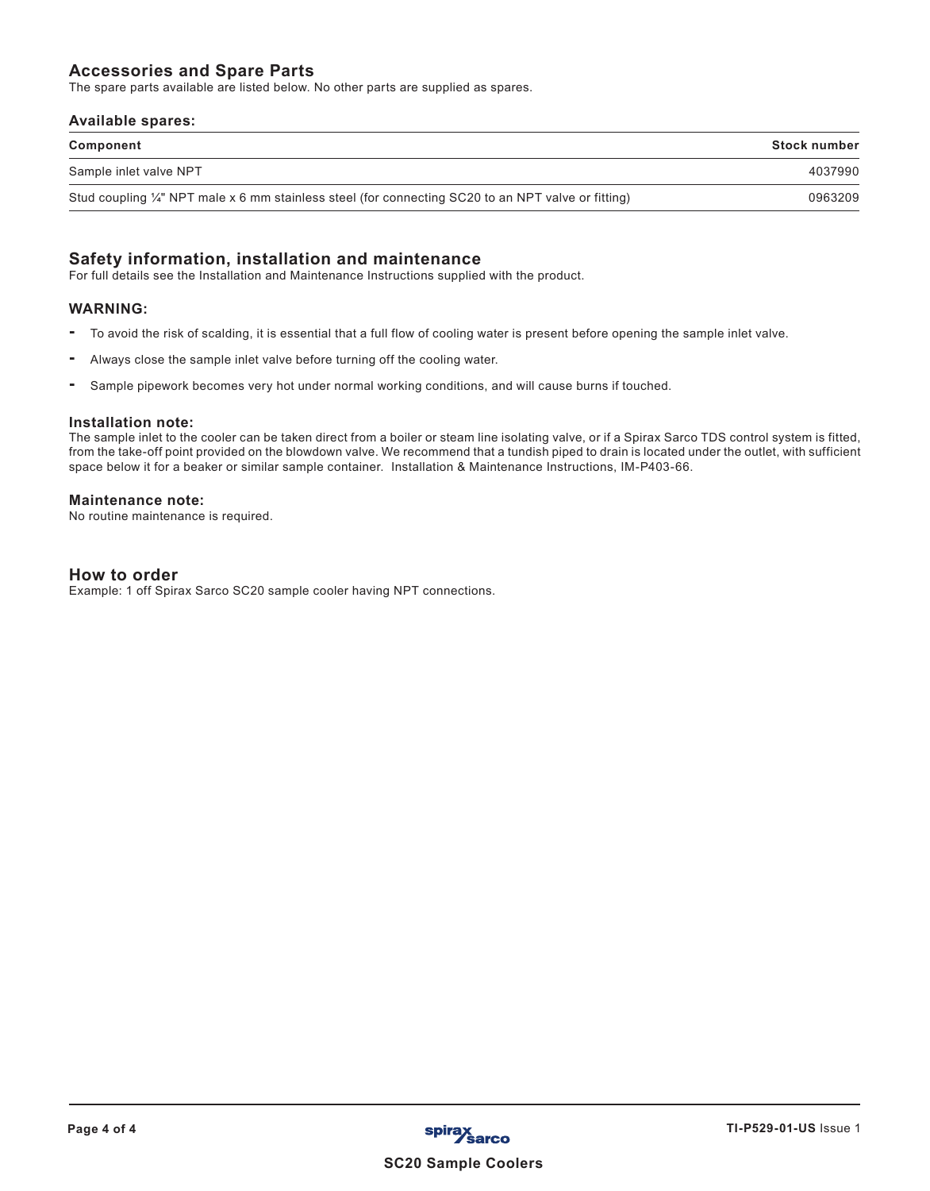## Accessories and Spare Parts

The spare parts available are listed below. No other parts are supplied as spares.

### Available spares:

| Component | Stock number |
|---|---|
| Sample inlet valve NPT | 4037990 |
| Stud coupling ¼" NPT male x 6 mm stainless steel (for connecting SC20 to an NPT valve or fitting) | 0963209 |

## Safety information, installation and maintenance

For full details see the Installation and Maintenance Instructions supplied with the product.

### WARNING:

- To avoid the risk of scalding, it is essential that a full flow of cooling water is present before opening the sample inlet valve.
- Always close the sample inlet valve before turning off the cooling water.
- Sample pipework becomes very hot under normal working conditions, and will cause burns if touched.

### Installation note:

The sample inlet to the cooler can be taken direct from a boiler or steam line isolating valve, or if a Spirax Sarco TDS control system is fitted, from the take-off point provided on the blowdown valve. We recommend that a tundish piped to drain is located under the outlet, with sufficient space below it for a beaker or similar sample container. Installation & Maintenance Instructions, IM-P403-66.

### Maintenance note:

No routine maintenance is required.

## How to order

Example: 1 off Spirax Sarco SC20 sample cooler having NPT connections.